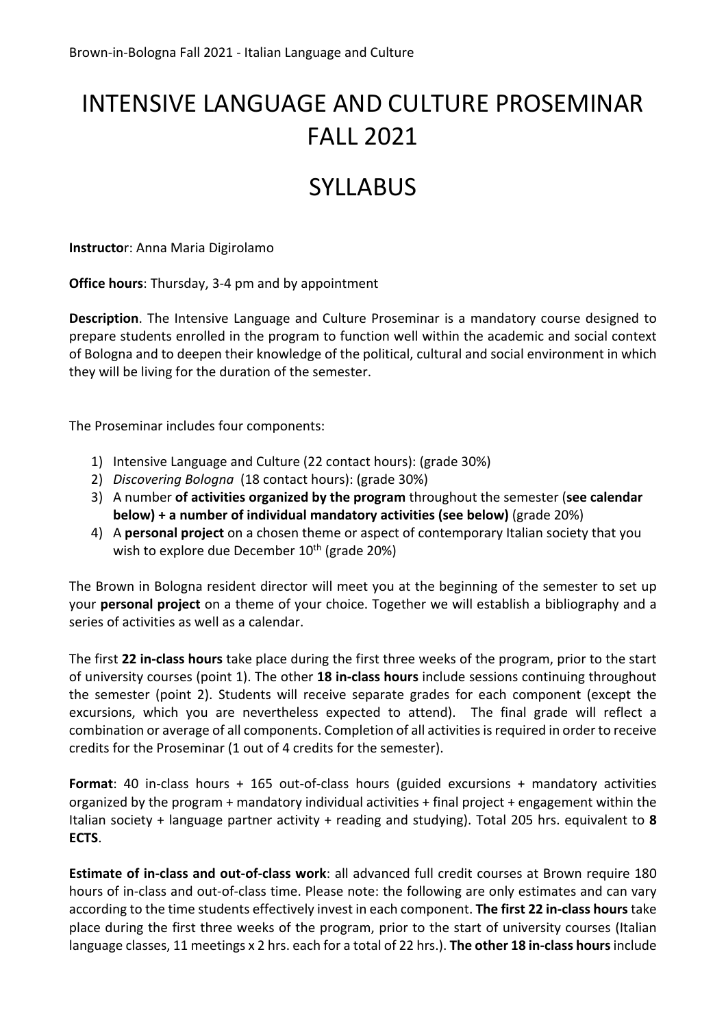# INTENSIVE LANGUAGE AND CULTURE PROSEMINAR FALL 2021

# SYLLABUS

**Instructor**: Anna Maria Digirolamo

**Office hours**: Thursday, 3-4 pm and by appointment

**Description**. The Intensive Language and Culture Proseminar is a mandatory course designed to prepare students enrolled in the program to function well within the academic and social context of Bologna and to deepen their knowledge of the political, cultural and social environment in which they will be living for the duration of the semester.

The Proseminar includes four components:

1) Intensive Language and Culture (22 contact hours): (grade 30%)
2) *Discovering Bologna* (18 contact hours): (grade 30%)
3) A number **of activities organized by the program** throughout the semester (**see calendar below) + a number of individual mandatory activities (see below)** (grade 20%)
4) A **personal project** on a chosen theme or aspect of contemporary Italian society that you wish to explore due December 10th (grade 20%)

The Brown in Bologna resident director will meet you at the beginning of the semester to set up your **personal project** on a theme of your choice. Together we will establish a bibliography and a series of activities as well as a calendar.

The first **22 in-class hours** take place during the first three weeks of the program, prior to the start of university courses (point 1). The other **18 in-class hours** include sessions continuing throughout the semester (point 2). Students will receive separate grades for each component (except the excursions, which you are nevertheless expected to attend). The final grade will reflect a combination or average of all components. Completion of all activities is required in order to receive credits for the Proseminar (1 out of 4 credits for the semester).

**Format**: 40 in-class hours + 165 out-of-class hours (guided excursions + mandatory activities organized by the program + mandatory individual activities + final project + engagement within the Italian society + language partner activity + reading and studying). Total 205 hrs. equivalent to **8 ECTS**.

**Estimate of in-class and out-of-class work**: all advanced full credit courses at Brown require 180 hours of in-class and out-of-class time. Please note: the following are only estimates and can vary according to the time students effectively invest in each component. **The first 22 in-class hours** take place during the first three weeks of the program, prior to the start of university courses (Italian language classes, 11 meetings x 2 hrs. each for a total of 22 hrs.). **The other 18 in-class hours** include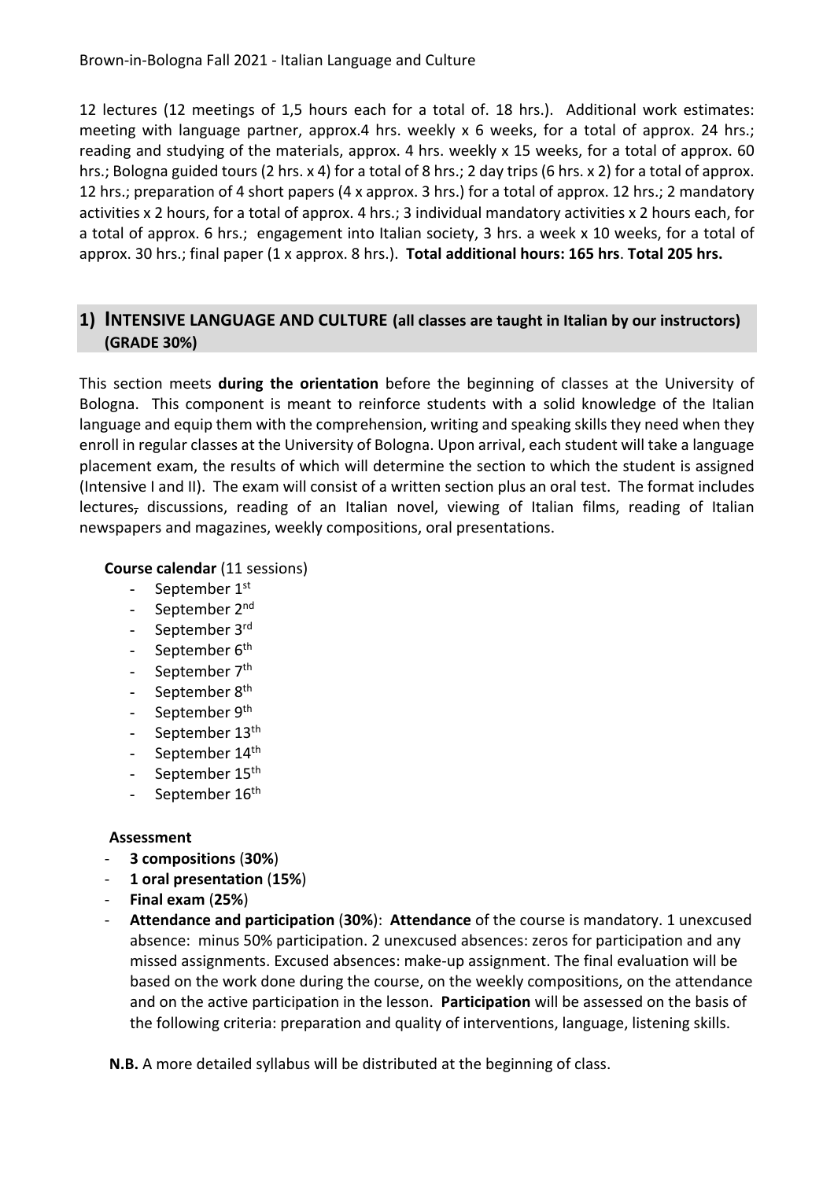12 lectures (12 meetings of 1,5 hours each for a total of. 18 hrs.). Additional work estimates: meeting with language partner, approx.4 hrs. weekly x 6 weeks, for a total of approx. 24 hrs.; reading and studying of the materials, approx. 4 hrs. weekly x 15 weeks, for a total of approx. 60 hrs.; Bologna guided tours (2 hrs. x 4) for a total of 8 hrs.; 2 day trips (6 hrs. x 2) for a total of approx. 12 hrs.; preparation of 4 short papers (4 x approx. 3 hrs.) for a total of approx. 12 hrs.; 2 mandatory activities x 2 hours, for a total of approx. 4 hrs.; 3 individual mandatory activities x 2 hours each, for a total of approx. 6 hrs.; engagement into Italian society, 3 hrs. a week x 10 weeks, for a total of approx. 30 hrs.; final paper (1 x approx. 8 hrs.). **Total additional hours: 165 hrs**. **Total 205 hrs.**

## 1) INTENSIVE LANGUAGE AND CULTURE (all classes are taught in Italian by our instructors) (GRADE 30%)

This section meets **during the orientation** before the beginning of classes at the University of Bologna. This component is meant to reinforce students with a solid knowledge of the Italian language and equip them with the comprehension, writing and speaking skills they need when they enroll in regular classes at the University of Bologna. Upon arrival, each student will take a language placement exam, the results of which will determine the section to which the student is assigned (Intensive I and II). The exam will consist of a written section plus an oral test. The format includes lectures, discussions, reading of an Italian novel, viewing of Italian films, reading of Italian newspapers and magazines, weekly compositions, oral presentations.

**Course calendar** (11 sessions)

- September 1st
- September 2nd
- September 3rd
- September 6th
- September 7th
- September 8th
- September 9th
- September 13th
- September 14th
- September 15th
- September 16th

**Assessment**

- **3 compositions** (**30%**)
- **1 oral presentation** (**15%**)
- **Final exam** (**25%**)
- **Attendance and participation** (**30%**): **Attendance** of the course is mandatory. 1 unexcused absence: minus 50% participation. 2 unexcused absences: zeros for participation and any missed assignments. Excused absences: make-up assignment. The final evaluation will be based on the work done during the course, on the weekly compositions, on the attendance and on the active participation in the lesson. **Participation** will be assessed on the basis of the following criteria: preparation and quality of interventions, language, listening skills.

**N.B.** A more detailed syllabus will be distributed at the beginning of class.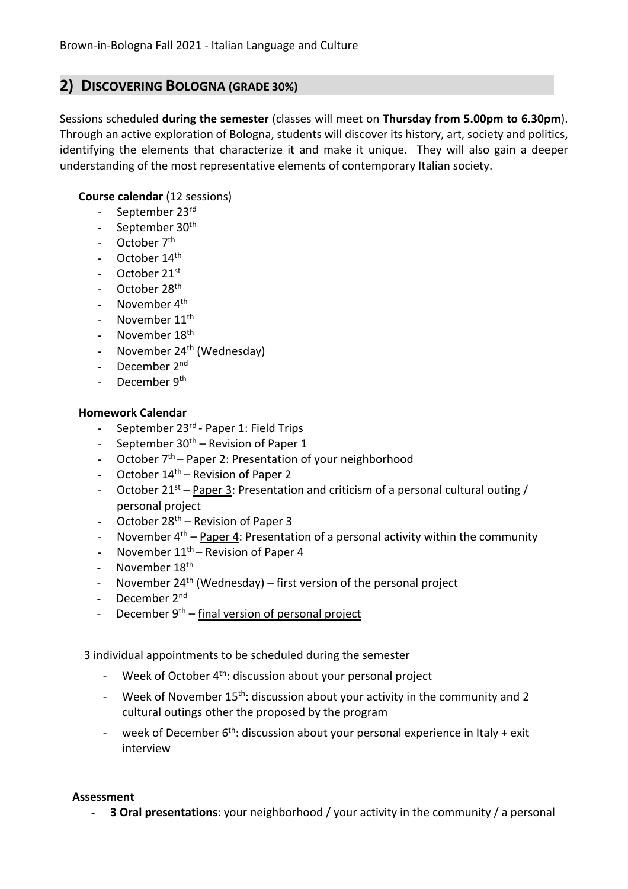## 2) DISCOVERING BOLOGNA (GRADE 30%)

Sessions scheduled **during the semester** (classes will meet on **Thursday from 5.00pm to 6.30pm**). Through an active exploration of Bologna, students will discover its history, art, society and politics, identifying the elements that characterize it and make it unique. They will also gain a deeper understanding of the most representative elements of contemporary Italian society.

**Course calendar** (12 sessions)

- September 23rd
- September 30th
- October 7th
- October 14th
- October 21st
- October 28th
- November 4th
- November 11th
- November 18th
- November 24th (Wednesday)
- December 2nd
- December 9th

**Homework Calendar**

- September 23rd - Paper 1: Field Trips
- September 30th – Revision of Paper 1
- October 7th – Paper 2: Presentation of your neighborhood
- October 14th – Revision of Paper 2
- October 21st – Paper 3: Presentation and criticism of a personal cultural outing / personal project
- October 28th – Revision of Paper 3
- November 4th – Paper 4: Presentation of a personal activity within the community
- November 11th – Revision of Paper 4
- November 18th
- November 24th (Wednesday) – first version of the personal project
- December 2nd
- December 9th – final version of personal project

3 individual appointments to be scheduled during the semester

- Week of October 4th: discussion about your personal project
- Week of November 15th: discussion about your activity in the community and 2 cultural outings other the proposed by the program
- week of December 6th: discussion about your personal experience in Italy + exit interview

**Assessment**

- **3 Oral presentations**: your neighborhood / your activity in the community / a personal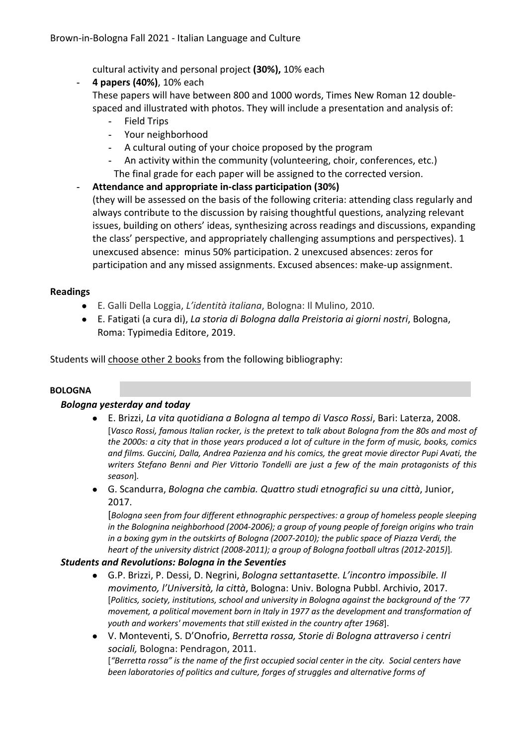cultural activity and personal project **(30%),** 10% each

- **4 papers (40%)**, 10% each
  These papers will have between 800 and 1000 words, Times New Roman 12 double-spaced and illustrated with photos. They will include a presentation and analysis of:
    - Field Trips
    - Your neighborhood
    - A cultural outing of your choice proposed by the program
    - An activity within the community (volunteering, choir, conferences, etc.)
  
  The final grade for each paper will be assigned to the corrected version.
- **Attendance and appropriate in-class participation (30%)**
  (they will be assessed on the basis of the following criteria: attending class regularly and always contribute to the discussion by raising thoughtful questions, analyzing relevant issues, building on others' ideas, synthesizing across readings and discussions, expanding the class' perspective, and appropriately challenging assumptions and perspectives). 1 unexcused absence: minus 50% participation. 2 unexcused absences: zeros for participation and any missed assignments. Excused absences: make-up assignment.

**Readings**

- E. Galli Della Loggia, *L'identità italiana*, Bologna: Il Mulino, 2010.
- E. Fatigati (a cura di), *La storia di Bologna dalla Preistoria ai giorni nostri*, Bologna, Roma: Typimedia Editore, 2019.

Students will choose other 2 books from the following bibliography:

**BOLOGNA**

***Bologna yesterday and today***

- E. Brizzi, *La vita quotidiana a Bologna al tempo di Vasco Rossi*, Bari: Laterza, 2008.
  [*Vasco Rossi, famous Italian rocker, is the pretext to talk about Bologna from the 80s and most of the 2000s: a city that in those years produced a lot of culture in the form of music, books, comics and films. Guccini, Dalla, Andrea Pazienza and his comics, the great movie director Pupi Avati, the writers Stefano Benni and Pier Vittorio Tondelli are just a few of the main protagonists of this season*].
- G. Scandurra, *Bologna che cambia. Quattro studi etnografici su una città*, Junior, 2017.
  [*Bologna seen from four different ethnographic perspectives: a group of homeless people sleeping in the Bolognina neighborhood (2004-2006); a group of young people of foreign origins who train in a boxing gym in the outskirts of Bologna (2007-2010); the public space of Piazza Verdi, the heart of the university district (2008-2011); a group of Bologna football ultras (2012-2015)*].

***Students and Revolutions: Bologna in the Seventies***

- G.P. Brizzi, P. Dessi, D. Negrini, *Bologna settantasette. L'incontro impossibile. Il movimento, l'Università, la città*, Bologna: Univ. Bologna Pubbl. Archivio, 2017.
  [*Politics, society, institutions, school and university in Bologna against the background of the '77 movement, a political movement born in Italy in 1977 as the development and transformation of youth and workers' movements that still existed in the country after 1968*].
- V. Monteventi, S. D'Onofrio, *Berretta rossa, Storie di Bologna attraverso i centri sociali,* Bologna: Pendragon, 2011.
  [*"Berretta rossa" is the name of the first occupied social center in the city. Social centers have been laboratories of politics and culture, forges of struggles and alternative forms of*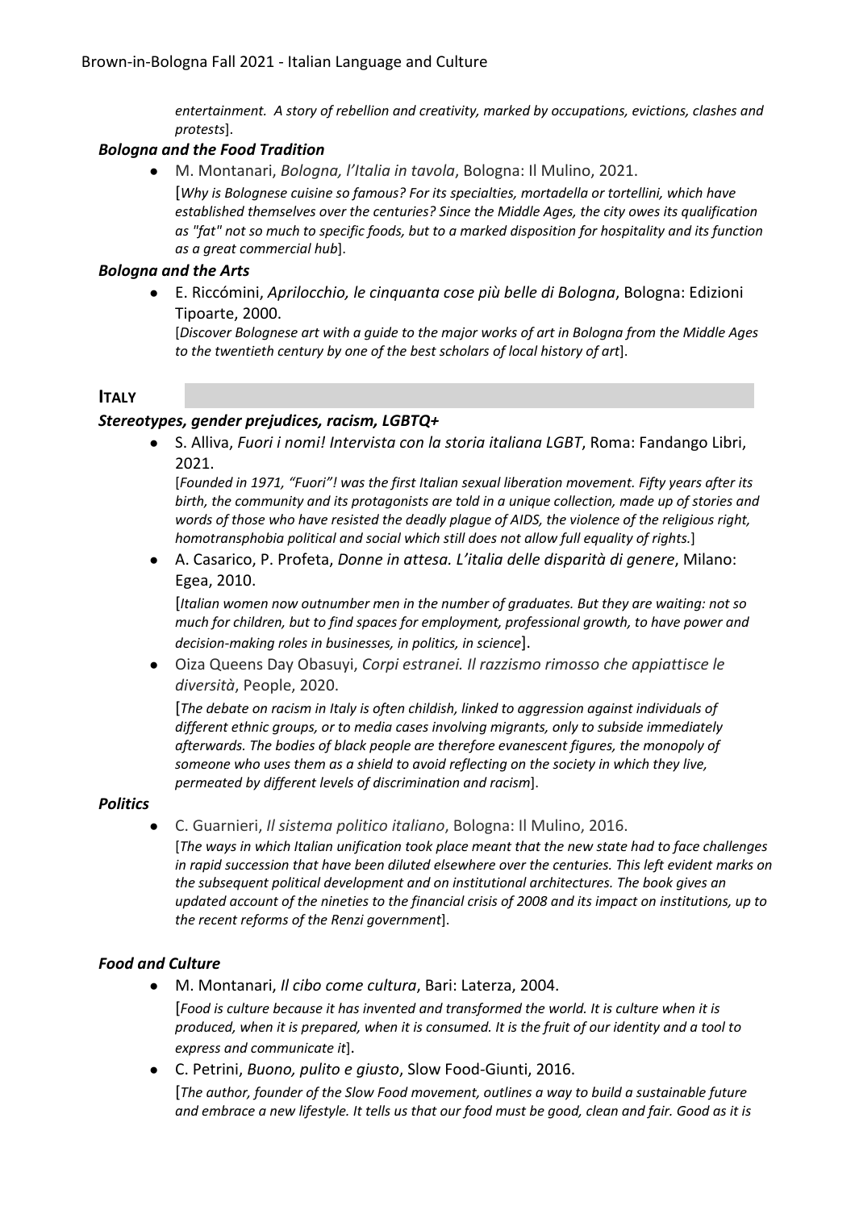*entertainment. A story of rebellion and creativity, marked by occupations, evictions, clashes and protests*].

### *Bologna and the Food Tradition*

- M. Montanari, *Bologna, l'Italia in tavola*, Bologna: Il Mulino, 2021.
  [*Why is Bolognese cuisine so famous? For its specialties, mortadella or tortellini, which have established themselves over the centuries? Since the Middle Ages, the city owes its qualification as "fat" not so much to specific foods, but to a marked disposition for hospitality and its function as a great commercial hub*].

### *Bologna and the Arts*

- E. Riccómini, *Aprilocchio, le cinquanta cose più belle di Bologna*, Bologna: Edizioni Tipoarte, 2000.
  [*Discover Bolognese art with a guide to the major works of art in Bologna from the Middle Ages to the twentieth century by one of the best scholars of local history of art*].

## ITALY

### *Stereotypes, gender prejudices, racism, LGBTQ+*

- S. Alliva, *Fuori i nomi! Intervista con la storia italiana LGBT*, Roma: Fandango Libri, 2021.
  [*Founded in 1971, "Fuori"! was the first Italian sexual liberation movement. Fifty years after its birth, the community and its protagonists are told in a unique collection, made up of stories and words of those who have resisted the deadly plague of AIDS, the violence of the religious right, homotransphobia political and social which still does not allow full equality of rights.*]
- A. Casarico, P. Profeta, *Donne in attesa. L'italia delle disparità di genere*, Milano: Egea, 2010.
  [*Italian women now outnumber men in the number of graduates. But they are waiting: not so much for children, but to find spaces for employment, professional growth, to have power and decision-making roles in businesses, in politics, in science*].
- Oiza Queens Day Obasuyi, *Corpi estranei. Il razzismo rimosso che appiattisce le diversità*, People, 2020.
  [*The debate on racism in Italy is often childish, linked to aggression against individuals of different ethnic groups, or to media cases involving migrants, only to subside immediately afterwards. The bodies of black people are therefore evanescent figures, the monopoly of someone who uses them as a shield to avoid reflecting on the society in which they live, permeated by different levels of discrimination and racism*].

### *Politics*

- C. Guarnieri, *Il sistema politico italiano*, Bologna: Il Mulino, 2016.
  [*The ways in which Italian unification took place meant that the new state had to face challenges in rapid succession that have been diluted elsewhere over the centuries. This left evident marks on the subsequent political development and on institutional architectures. The book gives an updated account of the nineties to the financial crisis of 2008 and its impact on institutions, up to the recent reforms of the Renzi government*].

### *Food and Culture*

- M. Montanari, *Il cibo come cultura*, Bari: Laterza, 2004.
  [*Food is culture because it has invented and transformed the world. It is culture when it is produced, when it is prepared, when it is consumed. It is the fruit of our identity and a tool to express and communicate it*].
- C. Petrini, *Buono, pulito e giusto*, Slow Food-Giunti, 2016.
  [*The author, founder of the Slow Food movement, outlines a way to build a sustainable future and embrace a new lifestyle. It tells us that our food must be good, clean and fair. Good as it is*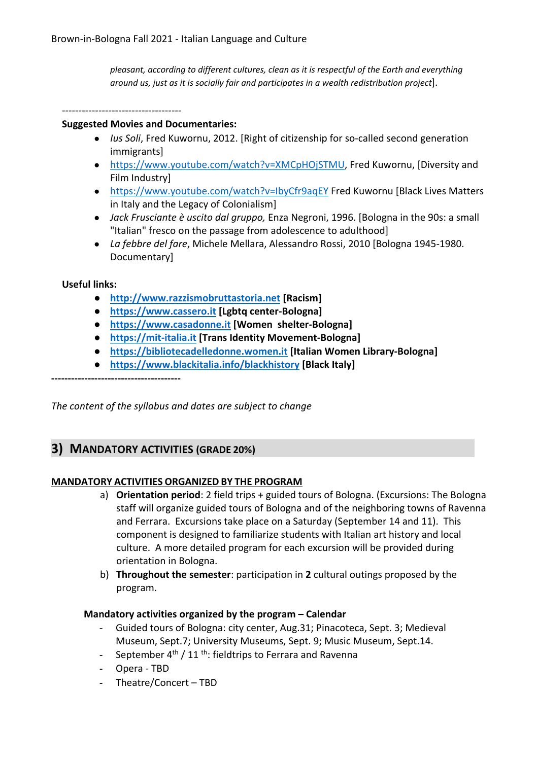*pleasant, according to different cultures, clean as it is respectful of the Earth and everything around us, just as it is socially fair and participates in a wealth redistribution project*].

------------------------------------

**Suggested Movies and Documentaries:**

- *Ius Soli*, Fred Kuwornu, 2012. [Right of citizenship for so-called second generation immigrants]
- https://www.youtube.com/watch?v=XMCpHOjSTMU, Fred Kuwornu, [Diversity and Film Industry]
- https://www.youtube.com/watch?v=IbyCfr9aqEY Fred Kuwornu [Black Lives Matters in Italy and the Legacy of Colonialism]
- *Jack Frusciante è uscito dal gruppo,* Enza Negroni, 1996. [Bologna in the 90s: a small "Italian" fresco on the passage from adolescence to adulthood]
- *La febbre del fare*, Michele Mellara, Alessandro Rossi, 2010 [Bologna 1945-1980. Documentary]

**Useful links:**

- **http://www.razzismobruttastoria.net [Racism]**
- **https://www.cassero.it [Lgbtq center-Bologna]**
- **https://www.casadonne.it [Women shelter-Bologna]**
- **https://mit-italia.it [Trans Identity Movement-Bologna]**
- **https://bibliotecadelledonne.women.it [Italian Women Library-Bologna]**
- **https://www.blackitalia.info/blackhistory [Black Italy]**

**--------------------------------------**

*The content of the syllabus and dates are subject to change*

## 3) MANDATORY ACTIVITIES (GRADE 20%)

**MANDATORY ACTIVITIES ORGANIZED BY THE PROGRAM**

a) **Orientation period**: 2 field trips + guided tours of Bologna. (Excursions: The Bologna staff will organize guided tours of Bologna and of the neighboring towns of Ravenna and Ferrara. Excursions take place on a Saturday (September 14 and 11). This component is designed to familiarize students with Italian art history and local culture. A more detailed program for each excursion will be provided during orientation in Bologna.

b) **Throughout the semester**: participation in **2** cultural outings proposed by the program.

**Mandatory activities organized by the program – Calendar**

- Guided tours of Bologna: city center, Aug.31; Pinacoteca, Sept. 3; Medieval Museum, Sept.7; University Museums, Sept. 9; Music Museum, Sept.14.
- September 4th / 11 th: fieldtrips to Ferrara and Ravenna
- Opera - TBD
- Theatre/Concert – TBD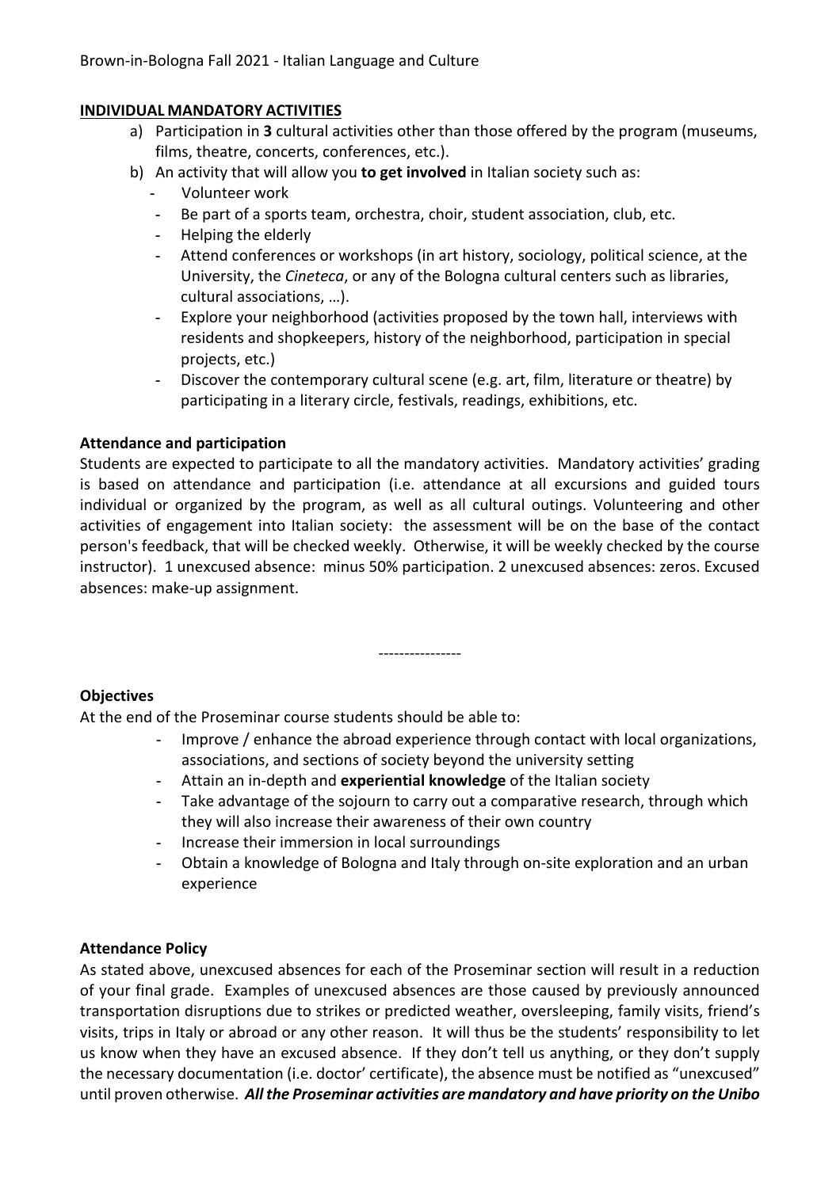## INDIVIDUAL MANDATORY ACTIVITIES

a) Participation in **3** cultural activities other than those offered by the program (museums, films, theatre, concerts, conferences, etc.).

b) An activity that will allow you **to get involved** in Italian society such as:
   - Volunteer work
   - Be part of a sports team, orchestra, choir, student association, club, etc.
   - Helping the elderly
   - Attend conferences or workshops (in art history, sociology, political science, at the University, the *Cineteca*, or any of the Bologna cultural centers such as libraries, cultural associations, …).
   - Explore your neighborhood (activities proposed by the town hall, interviews with residents and shopkeepers, history of the neighborhood, participation in special projects, etc.)
   - Discover the contemporary cultural scene (e.g. art, film, literature or theatre) by participating in a literary circle, festivals, readings, exhibitions, etc.

**Attendance and participation**

Students are expected to participate to all the mandatory activities. Mandatory activities' grading is based on attendance and participation (i.e. attendance at all excursions and guided tours individual or organized by the program, as well as all cultural outings. Volunteering and other activities of engagement into Italian society: the assessment will be on the base of the contact person's feedback, that will be checked weekly. Otherwise, it will be weekly checked by the course instructor). 1 unexcused absence: minus 50% participation. 2 unexcused absences: zeros. Excused absences: make-up assignment.

----------------

**Objectives**

At the end of the Proseminar course students should be able to:

- Improve / enhance the abroad experience through contact with local organizations, associations, and sections of society beyond the university setting
- Attain an in-depth and **experiential knowledge** of the Italian society
- Take advantage of the sojourn to carry out a comparative research, through which they will also increase their awareness of their own country
- Increase their immersion in local surroundings
- Obtain a knowledge of Bologna and Italy through on-site exploration and an urban experience

**Attendance Policy**

As stated above, unexcused absences for each of the Proseminar section will result in a reduction of your final grade. Examples of unexcused absences are those caused by previously announced transportation disruptions due to strikes or predicted weather, oversleeping, family visits, friend's visits, trips in Italy or abroad or any other reason. It will thus be the students' responsibility to let us know when they have an excused absence. If they don't tell us anything, or they don't supply the necessary documentation (i.e. doctor' certificate), the absence must be notified as "unexcused" until proven otherwise. ***All the Proseminar activities are mandatory and have priority on the Unibo***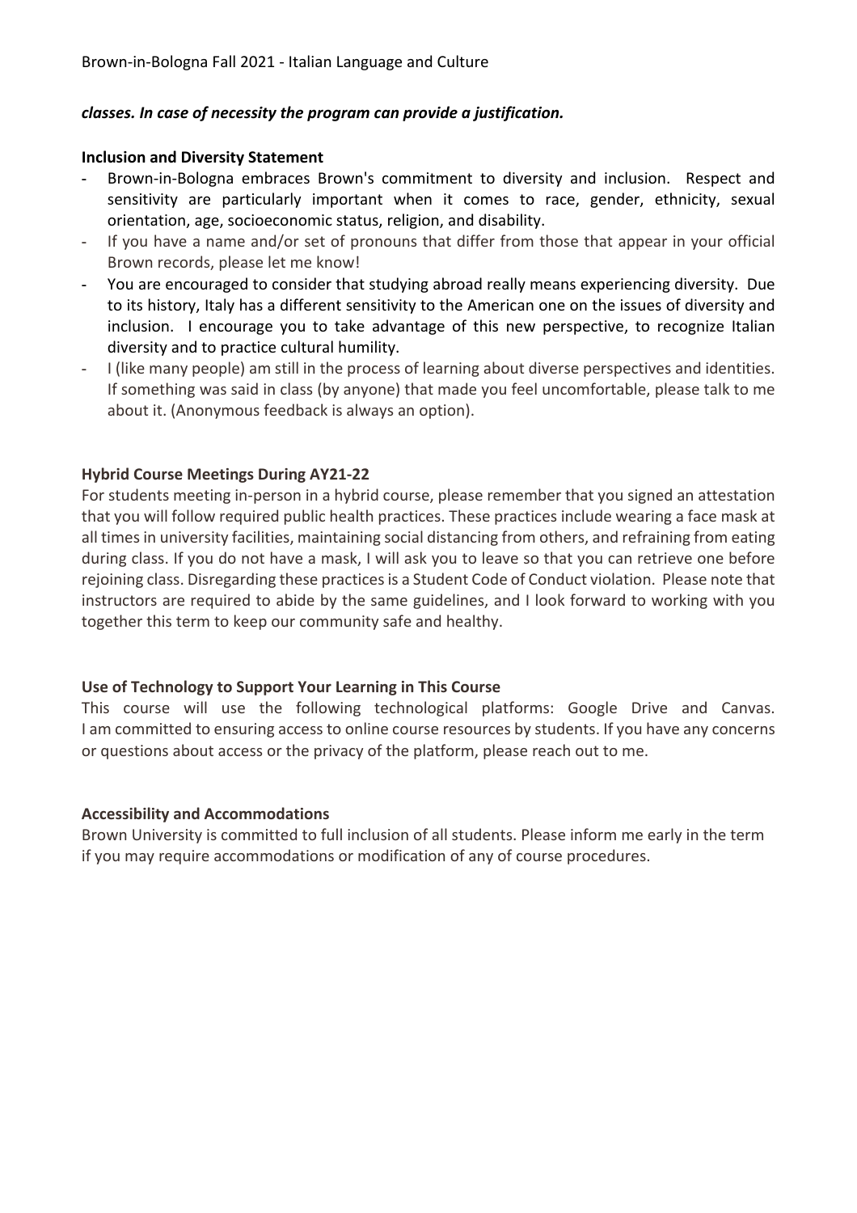***classes. In case of necessity the program can provide a justification.***

**Inclusion and Diversity Statement**

- Brown-in-Bologna embraces Brown's commitment to diversity and inclusion. Respect and sensitivity are particularly important when it comes to race, gender, ethnicity, sexual orientation, age, socioeconomic status, religion, and disability.
- If you have a name and/or set of pronouns that differ from those that appear in your official Brown records, please let me know!
- You are encouraged to consider that studying abroad really means experiencing diversity. Due to its history, Italy has a different sensitivity to the American one on the issues of diversity and inclusion. I encourage you to take advantage of this new perspective, to recognize Italian diversity and to practice cultural humility.
- I (like many people) am still in the process of learning about diverse perspectives and identities. If something was said in class (by anyone) that made you feel uncomfortable, please talk to me about it. (Anonymous feedback is always an option).

**Hybrid Course Meetings During AY21-22**

For students meeting in-person in a hybrid course, please remember that you signed an attestation that you will follow required public health practices. These practices include wearing a face mask at all times in university facilities, maintaining social distancing from others, and refraining from eating during class. If you do not have a mask, I will ask you to leave so that you can retrieve one before rejoining class. Disregarding these practices is a Student Code of Conduct violation. Please note that instructors are required to abide by the same guidelines, and I look forward to working with you together this term to keep our community safe and healthy.

**Use of Technology to Support Your Learning in This Course**

This course will use the following technological platforms: Google Drive and Canvas. I am committed to ensuring access to online course resources by students. If you have any concerns or questions about access or the privacy of the platform, please reach out to me.

**Accessibility and Accommodations**

Brown University is committed to full inclusion of all students. Please inform me early in the term if you may require accommodations or modification of any of course procedures.